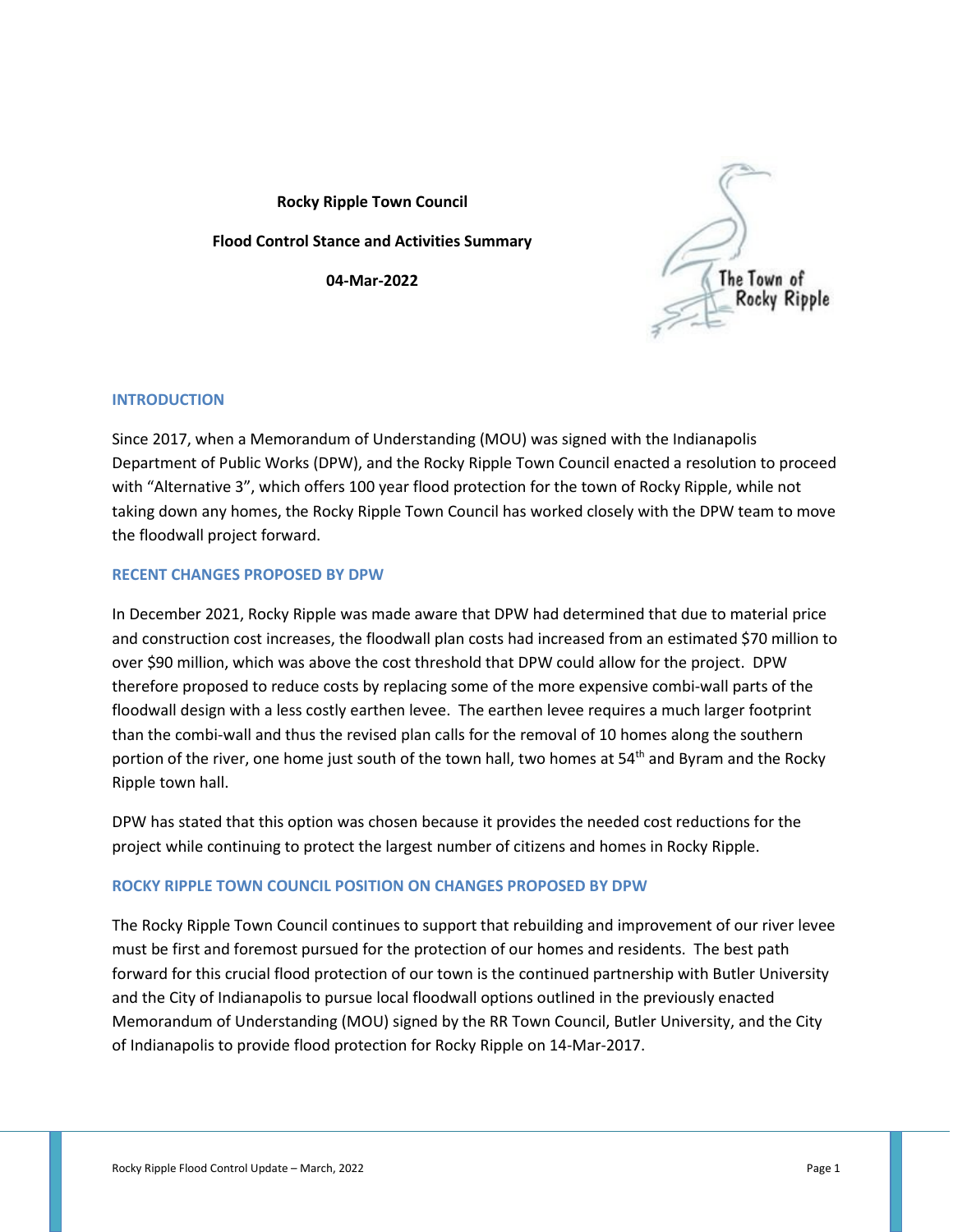**Rocky Ripple Town Council**

**Flood Control Stance and Activities Summary**

**04-Mar-2022**

## INTRODUCTION

Since 2017, when a Memorandum of Understanding (MOU) was signed with the Indianapolis Department of Public Works (DPW), and the Rocky Ripple Town Council enacted a resolution to proceed with "Alternative 3", which offers 100 year flood protection for the town of Rocky Ripple, while not taking down any homes, the Rocky Ripple Town Council has worked closely with the DPW team to move the floodwall project forward.

## RECENT CHANGES PROPOSED BY DPW

In December 2021, Rocky Ripple was made aware that DPW had determined that due to material price and construction cost increases, the floodwall plan costs had increased from an estimated $70 million to over $90 million, which was above the cost threshold that DPW could allow for the project. DPW therefore proposed to reduce costs by replacing some of the more expensive combi-wall parts of the floodwall design with a less costly earthen levee. The earthen levee requires a much larger footprint than the combi-wall and thus the revised plan calls for the removal of 10 homes along the southern portion of the river, one home just south of the town hall, two homes at 54th and Byram and the Rocky Ripple town hall.

DPW has stated that this option was chosen because it provides the needed cost reductions for the project while continuing to protect the largest number of citizens and homes in Rocky Ripple.

## ROCKY RIPPLE TOWN COUNCIL POSITION ON CHANGES PROPOSED BY DPW

The Rocky Ripple Town Council continues to support that rebuilding and improvement of our river levee must be first and foremost pursued for the protection of our homes and residents. The best path forward for this crucial flood protection of our town is the continued partnership with Butler University and the City of Indianapolis to pursue local floodwall options outlined in the previously enacted Memorandum of Understanding (MOU) signed by the RR Town Council, Butler University, and the City of Indianapolis to provide flood protection for Rocky Ripple on 14-Mar-2017.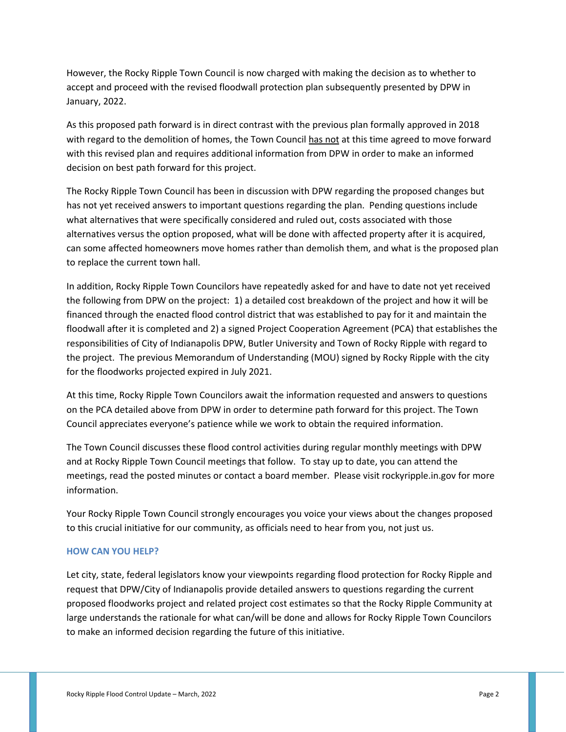However, the Rocky Ripple Town Council is now charged with making the decision as to whether to accept and proceed with the revised floodwall protection plan subsequently presented by DPW in January, 2022.

As this proposed path forward is in direct contrast with the previous plan formally approved in 2018 with regard to the demolition of homes, the Town Council <u>has not</u> at this time agreed to move forward with this revised plan and requires additional information from DPW in order to make an informed decision on best path forward for this project.

The Rocky Ripple Town Council has been in discussion with DPW regarding the proposed changes but has not yet received answers to important questions regarding the plan. Pending questions include what alternatives that were specifically considered and ruled out, costs associated with those alternatives versus the option proposed, what will be done with affected property after it is acquired, can some affected homeowners move homes rather than demolish them, and what is the proposed plan to replace the current town hall.

In addition, Rocky Ripple Town Councilors have repeatedly asked for and have to date not yet received the following from DPW on the project: 1) a detailed cost breakdown of the project and how it will be financed through the enacted flood control district that was established to pay for it and maintain the floodwall after it is completed and 2) a signed Project Cooperation Agreement (PCA) that establishes the responsibilities of City of Indianapolis DPW, Butler University and Town of Rocky Ripple with regard to the project. The previous Memorandum of Understanding (MOU) signed by Rocky Ripple with the city for the floodworks projected expired in July 2021.

At this time, Rocky Ripple Town Councilors await the information requested and answers to questions on the PCA detailed above from DPW in order to determine path forward for this project. The Town Council appreciates everyone's patience while we work to obtain the required information.

The Town Council discusses these flood control activities during regular monthly meetings with DPW and at Rocky Ripple Town Council meetings that follow. To stay up to date, you can attend the meetings, read the posted minutes or contact a board member. Please visit rockyripple.in.gov for more information.

Your Rocky Ripple Town Council strongly encourages you voice your views about the changes proposed to this crucial initiative for our community, as officials need to hear from you, not just us.

## HOW CAN YOU HELP?

Let city, state, federal legislators know your viewpoints regarding flood protection for Rocky Ripple and request that DPW/City of Indianapolis provide detailed answers to questions regarding the current proposed floodworks project and related project cost estimates so that the Rocky Ripple Community at large understands the rationale for what can/will be done and allows for Rocky Ripple Town Councilors to make an informed decision regarding the future of this initiative.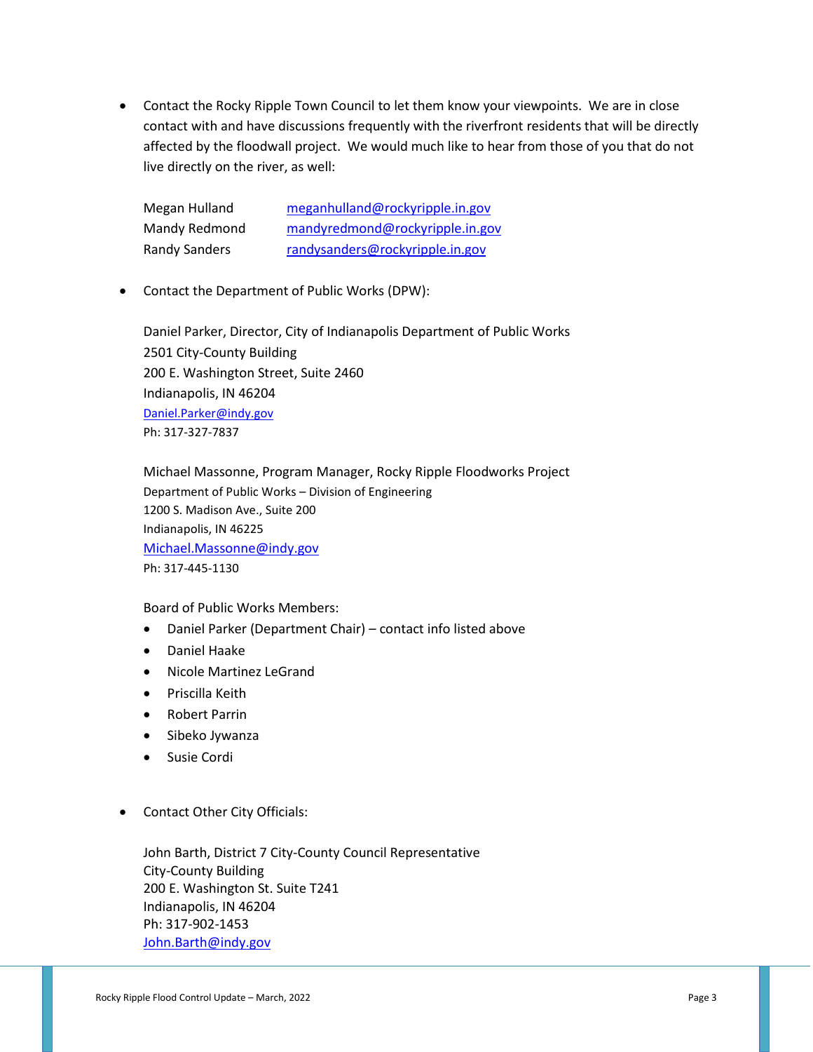- Contact the Rocky Ripple Town Council to let them know your viewpoints. We are in close contact with and have discussions frequently with the riverfront residents that will be directly affected by the floodwall project. We would much like to hear from those of you that do not live directly on the river, as well:

  | | |
  |---|---|
  | Megan Hulland | meganhulland@rockyripple.in.gov |
  | Mandy Redmond | mandyredmond@rockyripple.in.gov |
  | Randy Sanders | randysanders@rockyripple.in.gov |

- Contact the Department of Public Works (DPW):

  Daniel Parker, Director, City of Indianapolis Department of Public Works
  2501 City-County Building
  200 E. Washington Street, Suite 2460
  Indianapolis, IN 46204
  Daniel.Parker@indy.gov
  Ph: 317-327-7837

  Michael Massonne, Program Manager, Rocky Ripple Floodworks Project
  Department of Public Works – Division of Engineering
  1200 S. Madison Ave., Suite 200
  Indianapolis, IN 46225
  Michael.Massonne@indy.gov
  Ph: 317-445-1130

  Board of Public Works Members:

  - Daniel Parker (Department Chair) – contact info listed above
  - Daniel Haake
  - Nicole Martinez LeGrand
  - Priscilla Keith
  - Robert Parrin
  - Sibeko Jywanza
  - Susie Cordi

- Contact Other City Officials:

  John Barth, District 7 City-County Council Representative
  City-County Building
  200 E. Washington St. Suite T241
  Indianapolis, IN 46204
  Ph: 317-902-1453
  John.Barth@indy.gov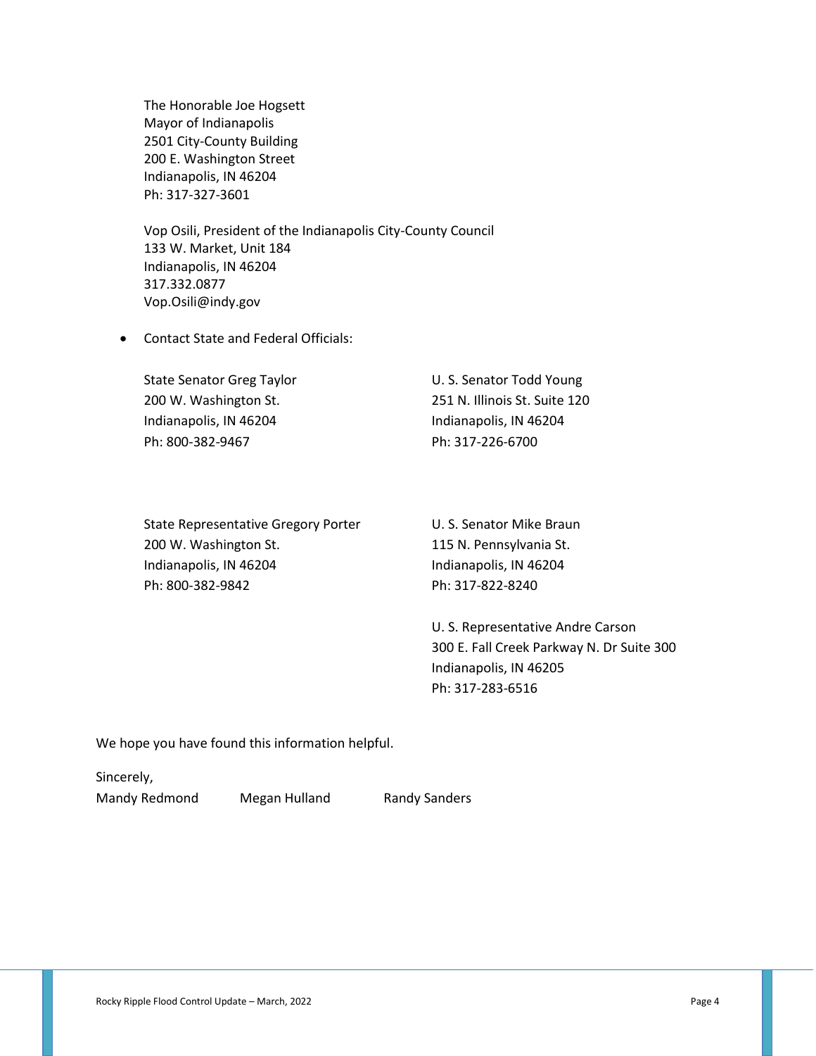The Honorable Joe Hogsett
Mayor of Indianapolis
2501 City-County Building
200 E. Washington Street
Indianapolis, IN 46204
Ph: 317-327-3601

Vop Osili, President of the Indianapolis City-County Council
133 W. Market, Unit 184
Indianapolis, IN 46204
317.332.0877
Vop.Osili@indy.gov

- Contact State and Federal Officials:

State Senator Greg Taylor
200 W. Washington St.
Indianapolis, IN 46204
Ph: 800-382-9467

State Representative Gregory Porter
200 W. Washington St.
Indianapolis, IN 46204
Ph: 800-382-9842

U. S. Senator Todd Young
251 N. Illinois St. Suite 120
Indianapolis, IN 46204
Ph: 317-226-6700

U. S. Senator Mike Braun
115 N. Pennsylvania St.
Indianapolis, IN 46204
Ph: 317-822-8240

U. S. Representative Andre Carson
300 E. Fall Creek Parkway N. Dr Suite 300
Indianapolis, IN 46205
Ph: 317-283-6516

We hope you have found this information helpful.

Sincerely,
Mandy Redmond Megan Hulland Randy Sanders